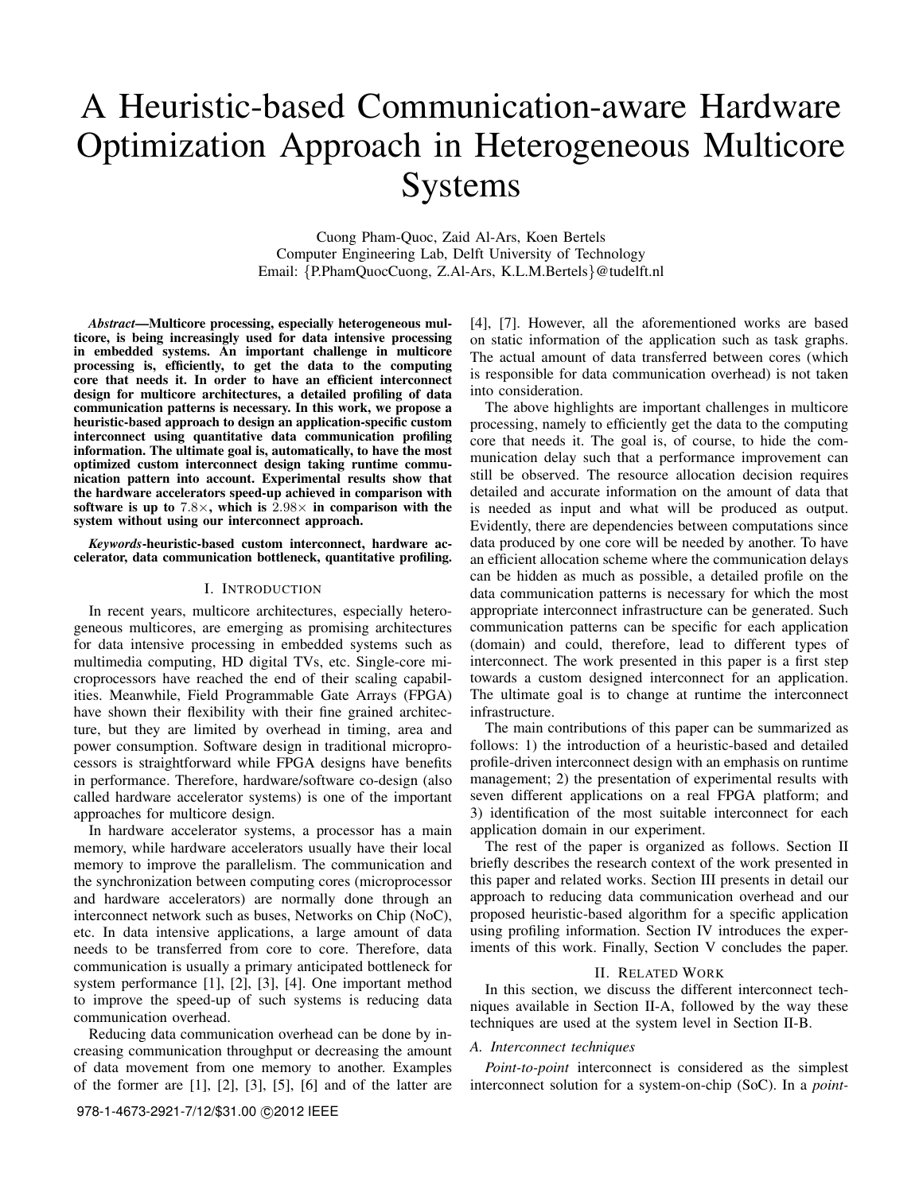# A Heuristic-based Communication-aware Hardware Optimization Approach in Heterogeneous Multicore Systems

Cuong Pham-Quoc, Zaid Al-Ars, Koen Bertels
Computer Engineering Lab, Delft University of Technology
Email: {P.PhamQuocCuong, Z.Al-Ars, K.L.M.Bertels}@tudelft.nl

***Abstract*—Multicore processing, especially heterogeneous multicore, is being increasingly used for data intensive processing in embedded systems. An important challenge in multicore processing is, efficiently, to get the data to the computing core that needs it. In order to have an efficient interconnect design for multicore architectures, a detailed profiling of data communication patterns is necessary. In this work, we propose a heuristic-based approach to design an application-specific custom interconnect using quantitative data communication profiling information. The ultimate goal is, automatically, to have the most optimized custom interconnect design taking runtime communication pattern into account. Experimental results show that the hardware accelerators speed-up achieved in comparison with software is up to $7.8\times$, which is $2.98\times$ in comparison with the system without using our interconnect approach.**

***Keywords*-heuristic-based custom interconnect, hardware accelerator, data communication bottleneck, quantitative profiling.**

## I. Introduction

In recent years, multicore architectures, especially heterogeneous multicores, are emerging as promising architectures for data intensive processing in embedded systems such as multimedia computing, HD digital TVs, etc. Single-core microprocessors have reached the end of their scaling capabilities. Meanwhile, Field Programmable Gate Arrays (FPGA) have shown their flexibility with their fine grained architecture, but they are limited by overhead in timing, area and power consumption. Software design in traditional microprocessors is straightforward while FPGA designs have benefits in performance. Therefore, hardware/software co-design (also called hardware accelerator systems) is one of the important approaches for multicore design.

In hardware accelerator systems, a processor has a main memory, while hardware accelerators usually have their local memory to improve the parallelism. The communication and the synchronization between computing cores (microprocessor and hardware accelerators) are normally done through an interconnect network such as buses, Networks on Chip (NoC), etc. In data intensive applications, a large amount of data needs to be transferred from core to core. Therefore, data communication is usually a primary anticipated bottleneck for system performance [1], [2], [3], [4]. One important method to improve the speed-up of such systems is reducing data communication overhead.

Reducing data communication overhead can be done by increasing communication throughput or decreasing the amount of data movement from one memory to another. Examples of the former are [1], [2], [3], [5], [6] and of the latter are [4], [7]. However, all the aforementioned works are based on static information of the application such as task graphs. The actual amount of data transferred between cores (which is responsible for data communication overhead) is not taken into consideration.

The above highlights are important challenges in multicore processing, namely to efficiently get the data to the computing core that needs it. The goal is, of course, to hide the communication delay such that a performance improvement can still be observed. The resource allocation decision requires detailed and accurate information on the amount of data that is needed as input and what will be produced as output. Evidently, there are dependencies between computations since data produced by one core will be needed by another. To have an efficient allocation scheme where the communication delays can be hidden as much as possible, a detailed profile on the data communication patterns is necessary for which the most appropriate interconnect infrastructure can be generated. Such communication patterns can be specific for each application (domain) and could, therefore, lead to different types of interconnect. The work presented in this paper is a first step towards a custom designed interconnect for an application. The ultimate goal is to change at runtime the interconnect infrastructure.

The main contributions of this paper can be summarized as follows: 1) the introduction of a heuristic-based and detailed profile-driven interconnect design with an emphasis on runtime management; 2) the presentation of experimental results with seven different applications on a real FPGA platform; and 3) identification of the most suitable interconnect for each application domain in our experiment.

The rest of the paper is organized as follows. Section II briefly describes the research context of the work presented in this paper and related works. Section III presents in detail our approach to reducing data communication overhead and our proposed heuristic-based algorithm for a specific application using profiling information. Section IV introduces the experiments of this work. Finally, Section V concludes the paper.

## II. Related Work

In this section, we discuss the different interconnect techniques available in Section II-A, followed by the way these techniques are used at the system level in Section II-B.

### *A. Interconnect techniques*

*Point-to-point* interconnect is considered as the simplest interconnect solution for a system-on-chip (SoC). In a *point-*

978-1-4673-2921-7/12/$31.00 ©2012 IEEE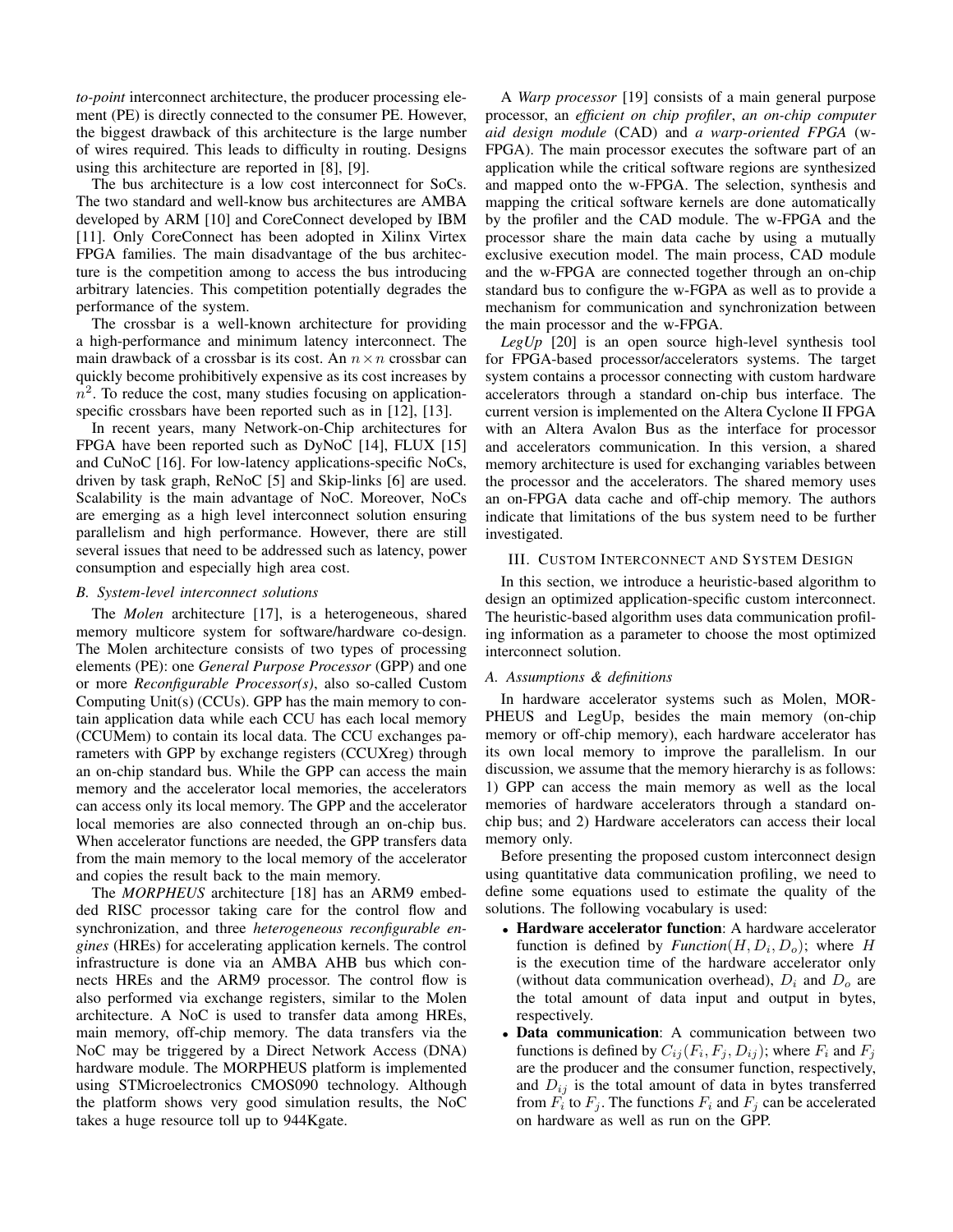*to-point* interconnect architecture, the producer processing element (PE) is directly connected to the consumer PE. However, the biggest drawback of this architecture is the large number of wires required. This leads to difficulty in routing. Designs using this architecture are reported in [8], [9].

The bus architecture is a low cost interconnect for SoCs. The two standard and well-know bus architectures are AMBA developed by ARM [10] and CoreConnect developed by IBM [11]. Only CoreConnect has been adopted in Xilinx Virtex FPGA families. The main disadvantage of the bus architecture is the competition among to access the bus introducing arbitrary latencies. This competition potentially degrades the performance of the system.

The crossbar is a well-known architecture for providing a high-performance and minimum latency interconnect. The main drawback of a crossbar is its cost. An $n \times n$ crossbar can quickly become prohibitively expensive as its cost increases by $n^2$. To reduce the cost, many studies focusing on application-specific crossbars have been reported such as in [12], [13].

In recent years, many Network-on-Chip architectures for FPGA have been reported such as DyNoC [14], FLUX [15] and CuNoC [16]. For low-latency applications-specific NoCs, driven by task graph, ReNoC [5] and Skip-links [6] are used. Scalability is the main advantage of NoC. Moreover, NoCs are emerging as a high level interconnect solution ensuring parallelism and high performance. However, there are still several issues that need to be addressed such as latency, power consumption and especially high area cost.

### B. System-level interconnect solutions

The *Molen* architecture [17], is a heterogeneous, shared memory multicore system for software/hardware co-design. The Molen architecture consists of two types of processing elements (PE): one *General Purpose Processor* (GPP) and one or more *Reconfigurable Processor(s)*, also so-called Custom Computing Unit(s) (CCUs). GPP has the main memory to contain application data while each CCU has each local memory (CCUMem) to contain its local data. The CCU exchanges parameters with GPP by exchange registers (CCUXreg) through an on-chip standard bus. While the GPP can access the main memory and the accelerator local memories, the accelerators can access only its local memory. The GPP and the accelerator local memories are also connected through an on-chip bus. When accelerator functions are needed, the GPP transfers data from the main memory to the local memory of the accelerator and copies the result back to the main memory.

The *MORPHEUS* architecture [18] has an ARM9 embedded RISC processor taking care for the control flow and synchronization, and three *heterogeneous reconfigurable engines* (HREs) for accelerating application kernels. The control infrastructure is done via an AMBA AHB bus which connects HREs and the ARM9 processor. The control flow is also performed via exchange registers, similar to the Molen architecture. A NoC is used to transfer data among HREs, main memory, off-chip memory. The data transfers via the NoC may be triggered by a Direct Network Access (DNA) hardware module. The MORPHEUS platform is implemented using STMicroelectronics CMOS090 technology. Although the platform shows very good simulation results, the NoC takes a huge resource toll up to 944Kgate.

A *Warp processor* [19] consists of a main general purpose processor, an *efficient on chip profiler*, *an on-chip computer aid design module* (CAD) and *a warp-oriented FPGA* (w-FPGA). The main processor executes the software part of an application while the critical software regions are synthesized and mapped onto the w-FPGA. The selection, synthesis and mapping the critical software kernels are done automatically by the profiler and the CAD module. The w-FPGA and the processor share the main data cache by using a mutually exclusive execution model. The main process, CAD module and the w-FPGA are connected together through an on-chip standard bus to configure the w-FGPA as well as to provide a mechanism for communication and synchronization between the main processor and the w-FPGA.

*LegUp* [20] is an open source high-level synthesis tool for FPGA-based processor/accelerators systems. The target system contains a processor connecting with custom hardware accelerators through a standard on-chip bus interface. The current version is implemented on the Altera Cyclone II FPGA with an Altera Avalon Bus as the interface for processor and accelerators communication. In this version, a shared memory architecture is used for exchanging variables between the processor and the accelerators. The shared memory uses an on-FPGA data cache and off-chip memory. The authors indicate that limitations of the bus system need to be further investigated.

## III. Custom Interconnect and System Design

In this section, we introduce a heuristic-based algorithm to design an optimized application-specific custom interconnect. The heuristic-based algorithm uses data communication profiling information as a parameter to choose the most optimized interconnect solution.

### A. Assumptions & definitions

In hardware accelerator systems such as Molen, MORPHEUS and LegUp, besides the main memory (on-chip memory or off-chip memory), each hardware accelerator has its own local memory to improve the parallelism. In our discussion, we assume that the memory hierarchy is as follows: 1) GPP can access the main memory as well as the local memories of hardware accelerators through a standard on-chip bus; and 2) Hardware accelerators can access their local memory only.

Before presenting the proposed custom interconnect design using quantitative data communication profiling, we need to define some equations used to estimate the quality of the solutions. The following vocabulary is used:

- **Hardware accelerator function**: A hardware accelerator function is defined by *Function*$(H, D_i, D_o)$; where $H$ is the execution time of the hardware accelerator only (without data communication overhead), $D_i$ and $D_o$ are the total amount of data input and output in bytes, respectively.
- **Data communication**: A communication between two functions is defined by $C_{ij}(F_i, F_j, D_{ij})$; where $F_i$ and $F_j$ are the producer and the consumer function, respectively, and $D_{ij}$ is the total amount of data in bytes transferred from $F_i$ to $F_j$. The functions $F_i$ and $F_j$ can be accelerated on hardware as well as run on the GPP.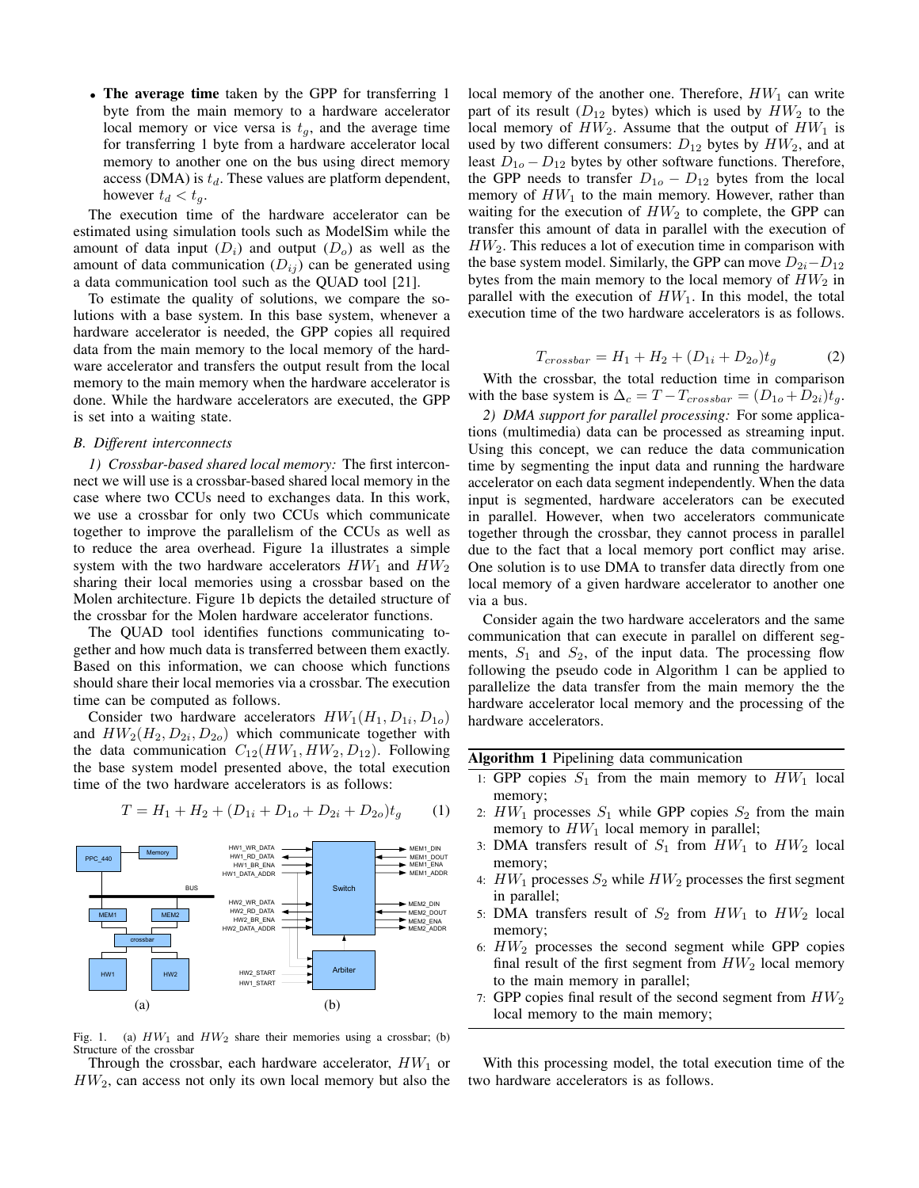- **The average time** taken by the GPP for transferring 1 byte from the main memory to a hardware accelerator local memory or vice versa is $t_g$, and the average time for transferring 1 byte from a hardware accelerator local memory to another one on the bus using direct memory access (DMA) is $t_d$. These values are platform dependent, however $t_d < t_g$.

The execution time of the hardware accelerator can be estimated using simulation tools such as ModelSim while the amount of data input ($D_i$) and output ($D_o$) as well as the amount of data communication ($D_{ij}$) can be generated using a data communication tool such as the QUAD tool [21].

To estimate the quality of solutions, we compare the solutions with a base system. In this base system, whenever a hardware accelerator is needed, the GPP copies all required data from the main memory to the local memory of the hardware accelerator and transfers the output result from the local memory to the main memory when the hardware accelerator is done. While the hardware accelerators are executed, the GPP is set into a waiting state.

### B. Different interconnects

*1) Crossbar-based shared local memory:* The first interconnect we will use is a crossbar-based shared local memory in the case where two CCUs need to exchanges data. In this work, we use a crossbar for only two CCUs which communicate together to improve the parallelism of the CCUs as well as to reduce the area overhead. Figure 1a illustrates a simple system with the two hardware accelerators $HW_1$ and $HW_2$ sharing their local memories using a crossbar based on the Molen architecture. Figure 1b depicts the detailed structure of the crossbar for the Molen hardware accelerator functions.

The QUAD tool identifies functions communicating together and how much data is transferred between them exactly. Based on this information, we can choose which functions should share their local memories via a crossbar. The execution time can be computed as follows.

Consider two hardware accelerators $HW_1(H_1, D_{1i}, D_{1o})$ and $HW_2(H_2, D_{2i}, D_{2o})$ which communicate together with the data communication $C_{12}(HW_1, HW_2, D_{12})$. Following the base system model presented above, the total execution time of the two hardware accelerators is as follows:

$$T = H_1 + H_2 + (D_{1i} + D_{1o} + D_{2i} + D_{2o})t_g \qquad (1)$$

PPC_440
Memory
BUS
MEM1
MEM2
crossbar
HW1
HW2
(a)

HW1_WR_DATA
HW1_RD_DATA
HW1_BR_ENA
HW1_DATA_ADDR
HW2_WR_DATA
HW2_RD_DATA
HW2_BR_ENA
HW2_DATA_ADDR
Switch
MEM1_DIN
MEM1_DOUT
MEM1_ENA
MEM1_ADDR
MEM2_DIN
MEM2_DOUT
MEM2_ENA
MEM2_ADDR
HW2_START
HW1_START
Arbiter
(b)

Fig. 1. (a) $HW_1$ and $HW_2$ share their memories using a crossbar; (b) Structure of the crossbar

Through the crossbar, each hardware accelerator, $HW_1$ or $HW_2$, can access not only its own local memory but also the local memory of the another one. Therefore, $HW_1$ can write part of its result ($D_{12}$ bytes) which is used by $HW_2$ to the local memory of $HW_2$. Assume that the output of $HW_1$ is used by two different consumers: $D_{12}$ bytes by $HW_2$, and at least $D_{1o} - D_{12}$ bytes by other software functions. Therefore, the GPP needs to transfer $D_{1o} - D_{12}$ bytes from the local memory of $HW_1$ to the main memory. However, rather than waiting for the execution of $HW_2$ to complete, the GPP can transfer this amount of data in parallel with the execution of $HW_2$. This reduces a lot of execution time in comparison with the base system model. Similarly, the GPP can move $D_{2i} - D_{12}$ bytes from the main memory to the local memory of $HW_2$ in parallel with the execution of $HW_1$. In this model, the total execution time of the two hardware accelerators is as follows.

$$T_{crossbar} = H_1 + H_2 + (D_{1i} + D_{2o})t_g \qquad (2)$$

With the crossbar, the total reduction time in comparison with the base system is $\Delta_c = T - T_{crossbar} = (D_{1o} + D_{2i})t_g$.

*2) DMA support for parallel processing:* For some applications (multimedia) data can be processed as streaming input. Using this concept, we can reduce the data communication time by segmenting the input data and running the hardware accelerator on each data segment independently. When the data input is segmented, hardware accelerators can be executed in parallel. However, when two accelerators communicate together through the crossbar, they cannot process in parallel due to the fact that a local memory port conflict may arise. One solution is to use DMA to transfer data directly from one local memory of a given hardware accelerator to another one via a bus.

Consider again the two hardware accelerators and the same communication that can execute in parallel on different segments, $S_1$ and $S_2$, of the input data. The processing flow following the pseudo code in Algorithm 1 can be applied to parallelize the data transfer from the main memory the the hardware accelerator local memory and the processing of the hardware accelerators.

**Algorithm 1** Pipelining data communication

1. GPP copies $S_1$ from the main memory to $HW_1$ local memory;
2. $HW_1$ processes $S_1$ while GPP copies $S_2$ from the main memory to $HW_1$ local memory in parallel;
3. DMA transfers result of $S_1$ from $HW_1$ to $HW_2$ local memory;
4. $HW_1$ processes $S_2$ while $HW_2$ processes the first segment in parallel;
5. DMA transfers result of $S_2$ from $HW_1$ to $HW_2$ local memory;
6. $HW_2$ processes the second segment while GPP copies final result of the first segment from $HW_2$ local memory to the main memory in parallel;
7. GPP copies final result of the second segment from $HW_2$ local memory to the main memory;

With this processing model, the total execution time of the two hardware accelerators is as follows.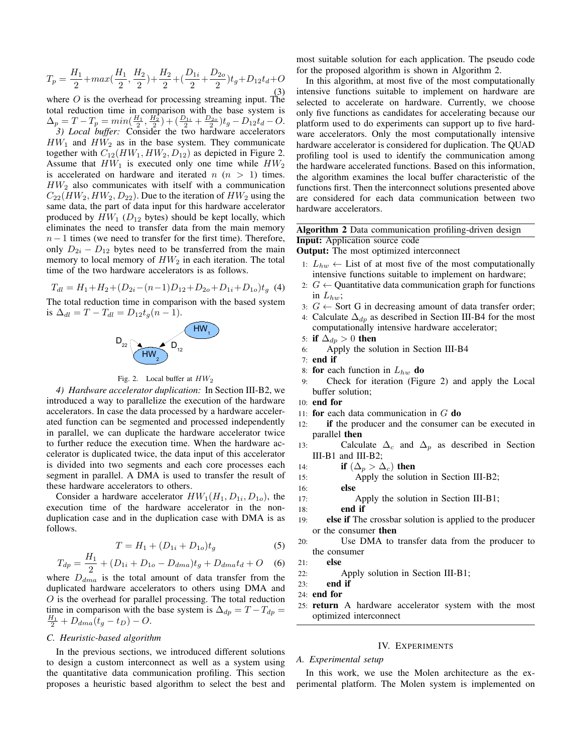$$T_p = \frac{H_1}{2} + max(\frac{H_1}{2}, \frac{H_2}{2}) + \frac{H_2}{2} + (\frac{D_{1i}}{2} + \frac{D_{2o}}{2})t_g + D_{12}t_d + O \quad (3)$$

where $O$ is the overhead for processing streaming input. The total reduction time in comparison with the base system is $\Delta_p = T - T_p = min(\frac{H_1}{2}, \frac{H_2}{2}) + (\frac{D_{1i}}{2} + \frac{D_{2o}}{2})t_g - D_{12}t_d - O$.

*3) Local buffer:* Consider the two hardware accelerators $HW_1$ and $HW_2$ as in the base system. They communicate together with $C_{12}(HW_1, HW_2, D_{12})$ as depicted in Figure 2. Assume that $HW_1$ is executed only one time while $HW_2$ is accelerated on hardware and iterated $n$ ($n > 1$) times. $HW_2$ also communicates with itself with a communication $C_{22}(HW_2, HW_2, D_{22})$. Due to the iteration of $HW_2$ using the same data, the part of data input for this hardware accelerator produced by $HW_1$ ($D_{12}$ bytes) should be kept locally, which eliminates the need to transfer data from the main memory $n-1$ times (we need to transfer for the first time). Therefore, only $D_{2i} - D_{12}$ bytes need to be transferred from the main memory to local memory of $HW_2$ in each iteration. The total time of the two hardware accelerators is as follows.

$$T_{dl} = H_1 + H_2 + (D_{2i} - (n-1)D_{12} + D_{2o} + D_{1i} + D_{1o})t_g \quad (4)$$

The total reduction time in comparison with the based system is $\Delta_{dl} = T - T_{dl} = D_{12}t_g(n-1)$.

HW1
D22
D12
HW2

Fig. 2. Local buffer at $HW_2$

*4) Hardware accelerator duplication:* In Section III-B2, we introduced a way to parallelize the execution of the hardware accelerators. In case the data processed by a hardware accelerated function can be segmented and processed independently in parallel, we can duplicate the hardware accelerator twice to further reduce the execution time. When the hardware accelerator is duplicated twice, the data input of this accelerator is divided into two segments and each core processes each segment in parallel. A DMA is used to transfer the result of these hardware accelerators to others.

Consider a hardware accelerator $HW_1(H_1, D_{1i}, D_{1o})$, the execution time of the hardware accelerator in the non-duplication case and in the duplication case with DMA is as follows.

$$T = H_1 + (D_{1i} + D_{1o})t_g \quad (5)$$

$$T_{dp} = \frac{H_1}{2} + (D_{1i} + D_{1o} - D_{dma})t_g + D_{dma}t_d + O \quad (6)$$

where $D_{dma}$ is the total amount of data transfer from the duplicated hardware accelerators to others using DMA and $O$ is the overhead for parallel processing. The total reduction time in comparison with the base system is $\Delta_{dp} = T - T_{dp} = \frac{H_1}{2} + D_{dma}(t_g - t_D) - O$.

### C. Heuristic-based algorithm

In the previous sections, we introduced different solutions to design a custom interconnect as well as a system using the quantitative data communication profiling. This section proposes a heuristic based algorithm to select the best and most suitable solution for each application. The pseudo code for the proposed algorithm is shown in Algorithm 2.

In this algorithm, at most five of the most computationally intensive functions suitable to implement on hardware are selected to accelerate on hardware. Currently, we choose only five functions as candidates for accelerating because our platform used to do experiments can support up to five hardware accelerators. Only the most computationally intensive hardware accelerator is considered for duplication. The QUAD profiling tool is used to identify the communication among the hardware accelerated functions. Based on this information, the algorithm examines the local buffer characteristic of the functions first. Then the interconnect solutions presented above are considered for each data communication between two hardware accelerators.

**Algorithm 2** Data communication profiling-driven design

**Input:** Application source code
**Output:** The most optimized interconnect

```
1:  L_hw ← List of at most five of the most computationally
    intensive functions suitable to implement on hardware;
2:  G ← Quantitative data communication graph for functions
    in L_hw;
3:  G ← Sort G in decreasing amount of data transfer order;
4:  Calculate Δ_dp as described in Section III-B4 for the most
    computationally intensive hardware accelerator;
5:  if Δ_dp > 0 then
6:      Apply the solution in Section III-B4
7:  end if
8:  for each function in L_hw do
9:      Check for iteration (Figure 2) and apply the Local
        buffer solution;
10: end for
11: for each data communication in G do
12:     if the producer and the consumer can be executed in
        parallel then
13:         Calculate Δ_c and Δ_p as described in Section
            III-B1 and III-B2;
14:         if (Δ_p > Δ_c) then
15:             Apply the solution in Section III-B2;
16:         else
17:             Apply the solution in Section III-B1;
18:         end if
19:     else if The crossbar solution is applied to the producer
        or the consumer then
20:         Use DMA to transfer data from the producer to
            the consumer
21:     else
22:         Apply solution in Section III-B1;
23:     end if
24: end for
25: return A hardware accelerator system with the most
    optimized interconnect
```

## IV. Experiments

### A. Experimental setup

In this work, we use the Molen architecture as the experimental platform. The Molen system is implemented on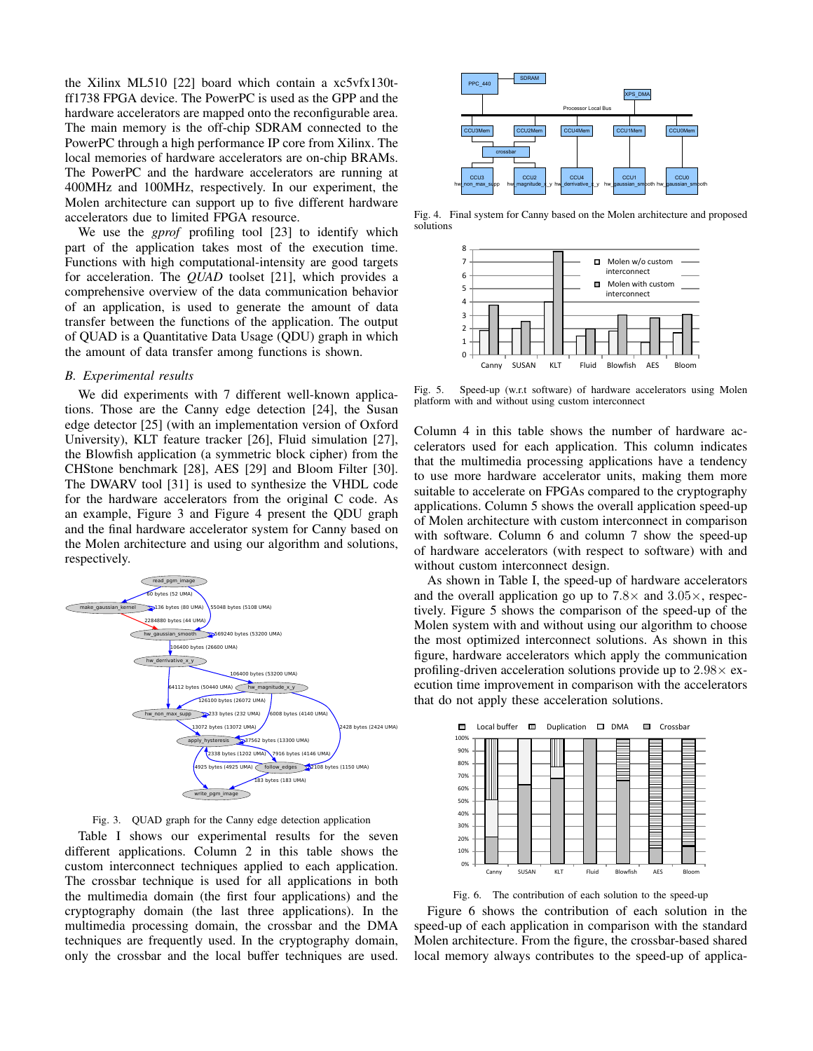the Xilinx ML510 [22] board which contain a xc5vfx130t-ff1738 FPGA device. The PowerPC is used as the GPP and the hardware accelerators are mapped onto the reconfigurable area. The main memory is the off-chip SDRAM connected to the PowerPC through a high performance IP core from Xilinx. The local memories of hardware accelerators are on-chip BRAMs. The PowerPC and the hardware accelerators are running at 400MHz and 100MHz, respectively. In our experiment, the Molen architecture can support up to five different hardware accelerators due to limited FPGA resource.

We use the *gprof* profiling tool [23] to identify which part of the application takes most of the execution time. Functions with high computational-intensity are good targets for acceleration. The *QUAD* toolset [21], which provides a comprehensive overview of the data communication behavior of an application, is used to generate the amount of data transfer between the functions of the application. The output of QUAD is a Quantitative Data Usage (QDU) graph in which the amount of data transfer among functions is shown.

### B. Experimental results

We did experiments with 7 different well-known applications. Those are the Canny edge detection [24], the Susan edge detector [25] (with an implementation version of Oxford University), KLT feature tracker [26], Fluid simulation [27], the Blowfish application (a symmetric block cipher) from the CHStone benchmark [28], AES [29] and Bloom Filter [30]. The DWARV tool [31] is used to synthesize the VHDL code for the hardware accelerators from the original C code. As an example, Figure 3 and Figure 4 present the QDU graph and the final hardware accelerator system for Canny based on the Molen architecture and using our algorithm and solutions, respectively.

read_pgm_image
60 bytes (52 UMA)
make_gaussian_kernel
136 bytes (80 UMA)
55048 bytes (5108 UMA)
2284880 bytes (44 UMA)
hw_gaussian_smooth
569240 bytes (53200 UMA)
106400 bytes (26600 UMA)
hw_derivative_x_y
106400 bytes (53200 UMA)
64112 bytes (50440 UMA)
hw_magnitude_x_y
126100 bytes (26072 UMA)
hw_non_max_supp
233 bytes (232 UMA)
6008 bytes (4140 UMA)
2428 bytes (2424 UMA)
13072 bytes (13072 UMA)
apply_hysteresis
37562 bytes (13300 UMA)
2338 bytes (1202 UMA)
7916 bytes (4146 UMA)
4925 bytes (4925 UMA)
follow_edges
2108 bytes (1150 UMA)
183 bytes (183 UMA)
write_pgm_image

Fig. 3. QUAD graph for the Canny edge detection application

Table I shows our experimental results for the seven different applications. Column 2 in this table shows the custom interconnect techniques applied to each application. The crossbar technique is used for all applications in both the multimedia domain (the first four applications) and the cryptography domain (the last three applications). In the multimedia processing domain, the crossbar and the DMA techniques are frequently used. In the cryptography domain, only the crossbar and the local buffer techniques are used.

PPC_440
SDRAM
XPS_DMA
Processor Local Bus
CCU3Mem
CCU2Mem
CCU4Mem
CCU1Mem
CCU0Mem
crossbar
CCU3
hw_non_max_supp
CCU2
hw_magnitude_x_y
CCU4
hw_derivative_x_y
CCU1
hw_gaussian_smooth
CCU0
hw_gaussian_smooth

Fig. 4. Final system for Canny based on the Molen architecture and proposed solutions

8
7
6
5
4
3
2
1
0
Canny
SUSAN
KLT
Fluid
Blowfish
AES
Bloom
Molen w/o custom interconnect
Molen with custom interconnect

Fig. 5. Speed-up (w.r.t software) of hardware accelerators using Molen platform with and without using custom interconnect

Column 4 in this table shows the number of hardware accelerators used for each application. This column indicates that the multimedia processing applications have a tendency to use more hardware accelerator units, making them more suitable to accelerate on FPGAs compared to the cryptography applications. Column 5 shows the overall application speed-up of Molen architecture with custom interconnect in comparison with software. Column 6 and column 7 show the speed-up of hardware accelerators (with respect to software) with and without custom interconnect design.

As shown in Table I, the speed-up of hardware accelerators and the overall application go up to $7.8\times$ and $3.05\times$, respectively. Figure 5 shows the comparison of the speed-up of the Molen system with and without using our algorithm to choose the most optimized interconnect solutions. As shown in this figure, hardware accelerators which apply the communication profiling-driven acceleration solutions provide up to $2.98\times$ execution time improvement in comparison with the accelerators that do not apply these acceleration solutions.

Local buffer
Duplication
DMA
Crossbar
100%
90%
80%
70%
60%
50%
40%
30%
20%
10%
0%
Canny
SUSAN
KLT
Fluid
Blowfish
AES
Bloom

Fig. 6. The contribution of each solution to the speed-up

Figure 6 shows the contribution of each solution in the speed-up of each application in comparison with the standard Molen architecture. From the figure, the crossbar-based shared local memory always contributes to the speed-up of applica-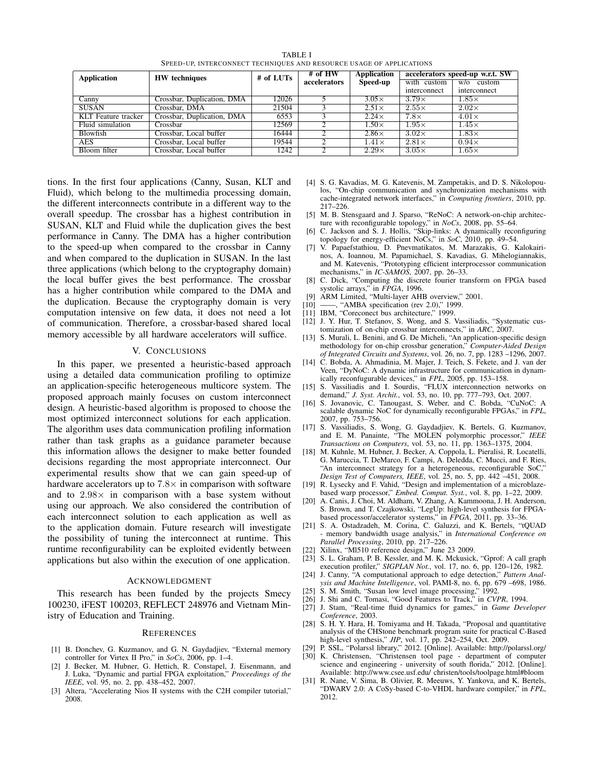TABLE I

SPEED-UP, INTERCONNECT TECHNIQUES AND RESOURCE USAGE OF APPLICATIONS

| Application | HW techniques | # of LUTs | # of HW accelerators | Application Speed-up | accelerators speed-up w.r.t. SW | |
|---|---|---|---|---|---|---|
| | | | | | with custom interconnect | w/o custom interconnect |
| Canny | Crossbar, Duplication, DMA | 12026 | 5 | 3.05× | 3.79× | 1.85× |
| SUSAN | Crossbar, DMA | 21504 | 3 | 2.51× | 2.55× | 2.02× |
| KLT Feature tracker | Crossbar, Duplication, DMA | 6553 | 3 | 2.24× | 7.8× | 4.01× |
| Fluid simulation | Crossbar | 12569 | 2 | 1.50× | 1.95× | 1.45× |
| Blowfish | Crossbar, Local buffer | 16444 | 2 | 2.86× | 3.02× | 1.83× |
| AES | Crossbar, Local buffer | 19544 | 2 | 1.41× | 2.81× | 0.94× |
| Bloom filter | Crossbar, Local buffer | 1242 | 2 | 2.29× | 3.05× | 1.65× |

tions. In the first four applications (Canny, Susan, KLT and Fluid), which belong to the multimedia processing domain, the different interconnects contribute in a different way to the overall speedup. The crossbar has a highest contribution in SUSAN, KLT and Fluid while the duplication gives the best performance in Canny. The DMA has a higher contribution to the speed-up when compared to the crossbar in Canny and when compared to the duplication in SUSAN. In the last three applications (which belong to the cryptography domain) the local buffer gives the best performance. The crossbar has a higher contribution while compared to the DMA and the duplication. Because the cryptography domain is very computation intensive on few data, it does not need a lot of communication. Therefore, a crossbar-based shared local memory accessible by all hardware accelerators will suffice.

## V. CONCLUSIONS

In this paper, we presented a heuristic-based approach using a detailed data communication profiling to optimize an application-specific heterogeneous multicore system. The proposed approach mainly focuses on custom interconnect design. A heuristic-based algorithm is proposed to choose the most optimized interconnect solutions for each application. The algorithm uses data communication profiling information rather than task graphs as a guidance parameter because this information allows the designer to make better founded decisions regarding the most appropriate interconnect. Our experimental results show that we can gain speed-up of hardware accelerators up to $7.8\times$ in comparison with software and to $2.98\times$ in comparison with a base system without using our approach. We also considered the contribution of each interconnect solution to each application as well as to the application domain. Future research will investigate the possibility of tuning the interconnect at runtime. This runtime reconfigurability can be exploited evidently between applications but also within the execution of one application.

## ACKNOWLEDGMENT

This research has been funded by the projects Smecy 100230, iFEST 100203, REFLECT 248976 and Vietnam Ministry of Education and Training.

## REFERENCES

[1] B. Donchev, G. Kuzmanov, and G. N. Gaydadjiev, "External memory controller for Virtex II Pro," in *SoCs*, 2006, pp. 1–4.

[2] J. Becker, M. Hubner, G. Hettich, R. Constapel, J. Eisenmann, and J. Luka, "Dynamic and partial FPGA exploitation," *Proceedings of the IEEE*, vol. 95, no. 2, pp. 438–452, 2007.

[3] Altera, "Accelerating Nios II systems with the C2H compiler tutorial," 2008.

[4] S. G. Kavadias, M. G. Katevenis, M. Zampetakis, and D. S. Nikolopoulos, "On-chip communication and synchronization mechanisms with cache-integrated network interfaces," in *Computing frontiers*, 2010, pp. 217–226.

[5] M. B. Stensgaard and J. Sparso, "ReNoC: A network-on-chip architecture with reconfigurable topology," in *NoCs*, 2008, pp. 55–64.

[6] C. Jackson and S. J. Hollis, "Skip-links: A dynamically reconfiguring topology for energy-efficient NoCs," in *SoC*, 2010, pp. 49–54.

[7] V. Papaefstathiou, D. Pnevmatikatos, M. Marazakis, G. Kalokairinos, A. Ioannou, M. Papamichael, S. Kavadias, G. Mihelogiannakis, and M. Katevenis, "Prototyping efficient interprocessor communication mechanisms," in *IC-SAMOS*, 2007, pp. 26–33.

[8] C. Dick, "Computing the discrete fourier transform on FPGA based systolic arrays," in *FPGA*, 1996.

[9] ARM Limited, "Multi-layer AHB overview," 2001.

[10] ——, "AMBA specification (rev 2.0)," 1999.

[11] IBM, "Coreconect bus architecture," 1999.

[12] J. Y. Hur, T. Stefanov, S. Wong, and S. Vassiliadis, "Systematic customization of on-chip crossbar interconnects," in *ARC*, 2007.

[13] S. Murali, L. Benini, and G. De Micheli, "An application-specific design methodology for on-chip crossbar generation," *Computer-Aided Design of Integrated Circuits and Systems*, vol. 26, no. 7, pp. 1283 –1296, 2007.

[14] C. Bobda, A. Ahmadinia, M. Majer, J. Teich, S. Fekete, and J. van der Veen, "DyNoC: A dynamic infrastructure for communication in dynamically reconfugurable devices," in *FPL*, 2005, pp. 153–158.

[15] S. Vassiliadis and I. Sourdis, "FLUX interconnection networks on demand," *J. Syst. Archit.*, vol. 53, no. 10, pp. 777–793, Oct. 2007.

[16] S. Jovanovic, C. Tanougast, S. Weber, and C. Bobda, "CuNoC: A scalable dynamic NoC for dynamically reconfigurable FPGAs," in *FPL*, 2007, pp. 753–756.

[17] S. Vassiliadis, S. Wong, G. Gaydadjiev, K. Bertels, G. Kuzmanov, and E. M. Panainte, "The MOLEN polymorphic processor," *IEEE Transactions on Computers*, vol. 53, no. 11, pp. 1363–1375, 2004.

[18] M. Kuhnle, M. Hubner, J. Becker, A. Coppola, L. Pieralisi, R. Locatelli, G. Maruccia, T. DeMarco, F. Campi, A. Deledda, C. Mucci, and F. Ries, "An interconnect strategy for a heterogeneous, reconfigurable SoC," *Design Test of Computers, IEEE*, vol. 25, no. 5, pp. 442 –451, 2008.

[19] R. Lysecky and F. Vahid, "Design and implementation of a microblaze-based warp processor," *Embed. Comput. Syst.*, vol. 8, pp. 1–22, 2009.

[20] A. Canis, J. Choi, M. Aldham, V. Zhang, A. Kammoona, J. H. Anderson, S. Brown, and T. Czajkowski, "LegUp: high-level synthesis for FPGA-based processor/accelerator systems," in *FPGA*, 2011, pp. 33–36.

[21] S. A. Ostadzadeh, M. Corina, C. Galuzzi, and K. Bertels, "tQUAD - memory bandwidth usage analysis," in *International Conference on Parallel Processing*, 2010, pp. 217–226.

[22] Xilinx, "Ml510 reference design," June 23 2009.

[23] S. L. Graham, P. B. Kessler, and M. K. Mckusick, "Gprof: A call graph execution profiler," *SIGPLAN Not.*, vol. 17, no. 6, pp. 120–126, 1982.

[24] J. Canny, "A computational approach to edge detection," *Pattern Analysis and Machine Intelligence*, vol. PAMI-8, no. 6, pp. 679 –698, 1986.

[25] S. M. Smith, "Susan low level image processing," 1992.

[26] J. Shi and C. Tomasi, "Good Features to Track," in *CVPR*, 1994.

[27] J. Stam, "Real-time fluid dynamics for games," in *Game Developer Conference*, 2003.

[28] S. H. Y. Hara, H. Tomiyama and H. Takada, "Proposal and quantitative analysis of the CHStone benchmark program suite for practical C-Based high-level synthesis," *JIP*, vol. 17, pp. 242–254, Oct. 2009.

[29] P. SSL, "Polarssl library," 2012. [Online]. Available: http://polarssl.org/

[30] K. Christensen, "Christensen tool page - department of computer science and engineering - university of south florida," 2012. [Online]. Available: http://www.csee.usf.edu/ christen/tools/toolpage.html#bloom

[31] R. Nane, V. Sima, B. Olivier, R. Meeuws, Y. Yankova, and K. Bertels, "DWARV 2.0: A CoSy-based C-to-VHDL hardware compiler," in *FPL*, 2012.